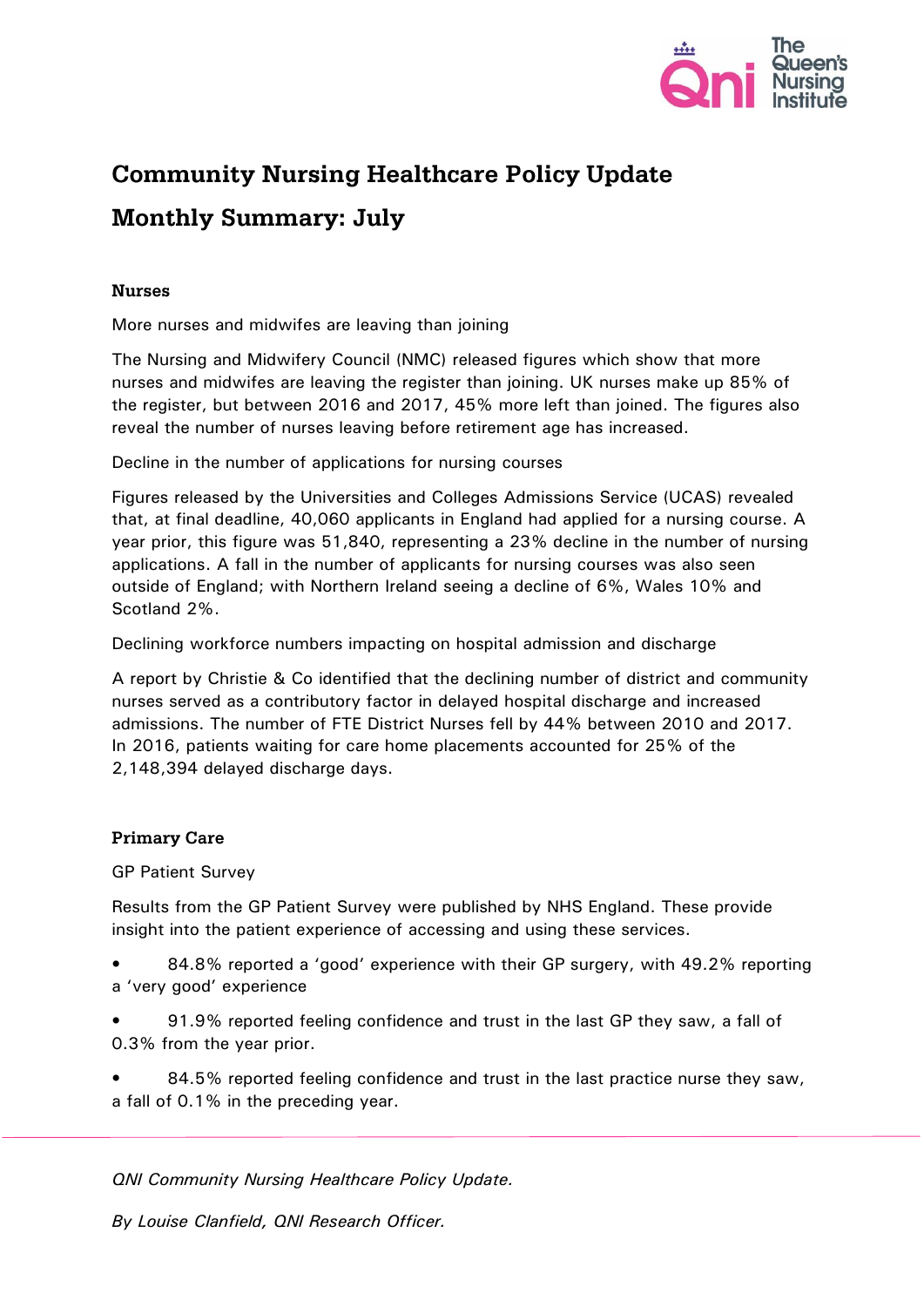# Community Nursing Healthcare Policy Update

## Monthly Summary: July

### Nurses

More nurses and midwifes are leaving than joining

The Nursing and Midwifery Council (NMC) released figures which show that more nurses and midwifes are leaving the register than joining. UK nurses make up 85% of the register, but between 2016 and 2017, 45% more left than joined. The figures also reveal the number of nurses leaving before retirement age has increased.

Decline in the number of applications for nursing courses

Figures released by the Universities and Colleges Admissions Service (UCAS) revealed that, at final deadline, 40,060 applicants in England had applied for a nursing course. A year prior, this figure was 51,840, representing a 23% decline in the number of nursing applications. A fall in the number of applicants for nursing courses was also seen outside of England; with Northern Ireland seeing a decline of 6%, Wales 10% and Scotland 2%.

Declining workforce numbers impacting on hospital admission and discharge

A report by Christie & Co identified that the declining number of district and community nurses served as a contributory factor in delayed hospital discharge and increased admissions. The number of FTE District Nurses fell by 44% between 2010 and 2017. In 2016, patients waiting for care home placements accounted for 25% of the 2,148,394 delayed discharge days.

### Primary Care

GP Patient Survey

Results from the GP Patient Survey were published by NHS England. These provide insight into the patient experience of accessing and using these services.

- 84.8% reported a 'good' experience with their GP surgery, with 49.2% reporting a 'very good' experience
- 91.9% reported feeling confidence and trust in the last GP they saw, a fall of 0.3% from the year prior.
- 84.5% reported feeling confidence and trust in the last practice nurse they saw, a fall of 0.1% in the preceding year.

*QNI Community Nursing Healthcare Policy Update.*

*By Louise Clanfield, QNI Research Officer.*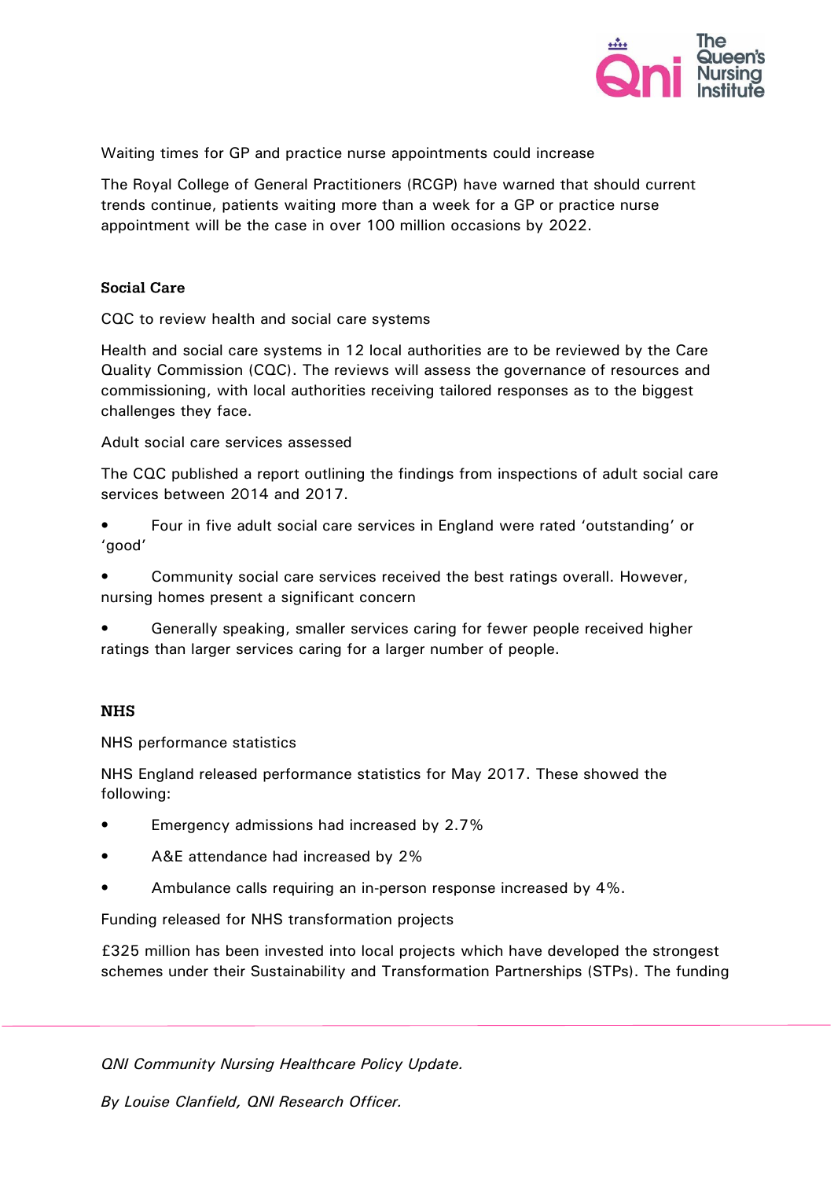Waiting times for GP and practice nurse appointments could increase

The Royal College of General Practitioners (RCGP) have warned that should current trends continue, patients waiting more than a week for a GP or practice nurse appointment will be the case in over 100 million occasions by 2022.

## Social Care

CQC to review health and social care systems

Health and social care systems in 12 local authorities are to be reviewed by the Care Quality Commission (CQC). The reviews will assess the governance of resources and commissioning, with local authorities receiving tailored responses as to the biggest challenges they face.

Adult social care services assessed

The CQC published a report outlining the findings from inspections of adult social care services between 2014 and 2017.

- Four in five adult social care services in England were rated 'outstanding' or 'good'
- Community social care services received the best ratings overall. However, nursing homes present a significant concern
- Generally speaking, smaller services caring for fewer people received higher ratings than larger services caring for a larger number of people.

## NHS

NHS performance statistics

NHS England released performance statistics for May 2017. These showed the following:

- Emergency admissions had increased by 2.7%
- A&E attendance had increased by 2%
- Ambulance calls requiring an in-person response increased by 4%.

Funding released for NHS transformation projects

£325 million has been invested into local projects which have developed the strongest schemes under their Sustainability and Transformation Partnerships (STPs). The funding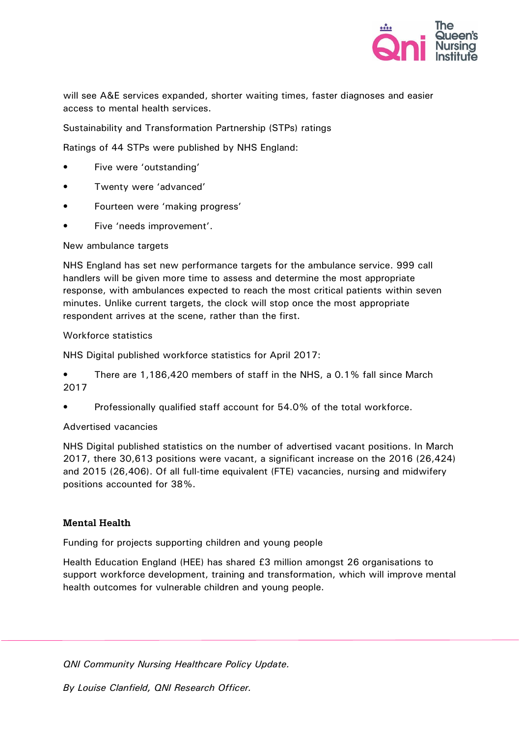will see A&E services expanded, shorter waiting times, faster diagnoses and easier access to mental health services.

Sustainability and Transformation Partnership (STPs) ratings

Ratings of 44 STPs were published by NHS England:

- Five were 'outstanding'
- Twenty were 'advanced'
- Fourteen were 'making progress'
- Five 'needs improvement'.

New ambulance targets

NHS England has set new performance targets for the ambulance service. 999 call handlers will be given more time to assess and determine the most appropriate response, with ambulances expected to reach the most critical patients within seven minutes. Unlike current targets, the clock will stop once the most appropriate respondent arrives at the scene, rather than the first.

Workforce statistics

NHS Digital published workforce statistics for April 2017:

- There are 1,186,420 members of staff in the NHS, a 0.1% fall since March 2017
- Professionally qualified staff account for 54.0% of the total workforce.

Advertised vacancies

NHS Digital published statistics on the number of advertised vacant positions. In March 2017, there 30,613 positions were vacant, a significant increase on the 2016 (26,424) and 2015 (26,406). Of all full-time equivalent (FTE) vacancies, nursing and midwifery positions accounted for 38%.

**Mental Health**

Funding for projects supporting children and young people

Health Education England (HEE) has shared £3 million amongst 26 organisations to support workforce development, training and transformation, which will improve mental health outcomes for vulnerable children and young people.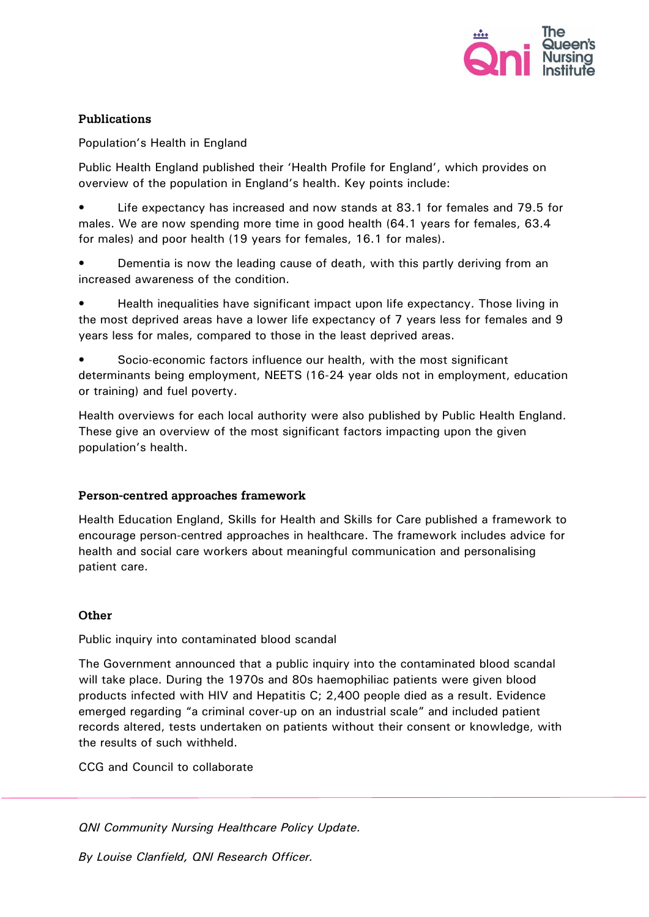## Publications

Population's Health in England

Public Health England published their 'Health Profile for England', which provides on overview of the population in England's health. Key points include:

- Life expectancy has increased and now stands at 83.1 for females and 79.5 for males. We are now spending more time in good health (64.1 years for females, 63.4 for males) and poor health (19 years for females, 16.1 for males).
- Dementia is now the leading cause of death, with this partly deriving from an increased awareness of the condition.
- Health inequalities have significant impact upon life expectancy. Those living in the most deprived areas have a lower life expectancy of 7 years less for females and 9 years less for males, compared to those in the least deprived areas.
- Socio-economic factors influence our health, with the most significant determinants being employment, NEETS (16-24 year olds not in employment, education or training) and fuel poverty.

Health overviews for each local authority were also published by Public Health England. These give an overview of the most significant factors impacting upon the given population's health.

## Person-centred approaches framework

Health Education England, Skills for Health and Skills for Care published a framework to encourage person-centred approaches in healthcare. The framework includes advice for health and social care workers about meaningful communication and personalising patient care.

## Other

Public inquiry into contaminated blood scandal

The Government announced that a public inquiry into the contaminated blood scandal will take place. During the 1970s and 80s haemophiliac patients were given blood products infected with HIV and Hepatitis C; 2,400 people died as a result. Evidence emerged regarding "a criminal cover-up on an industrial scale" and included patient records altered, tests undertaken on patients without their consent or knowledge, with the results of such withheld.

CCG and Council to collaborate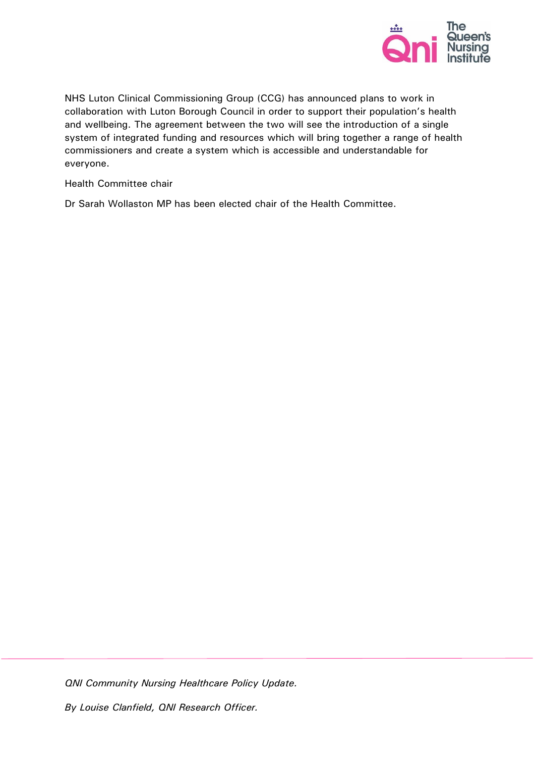NHS Luton Clinical Commissioning Group (CCG) has announced plans to work in collaboration with Luton Borough Council in order to support their population's health and wellbeing. The agreement between the two will see the introduction of a single system of integrated funding and resources which will bring together a range of health commissioners and create a system which is accessible and understandable for everyone.

## Health Committee chair

Dr Sarah Wollaston MP has been elected chair of the Health Committee.

*QNI Community Nursing Healthcare Policy Update.*

*By Louise Clanfield, QNI Research Officer.*